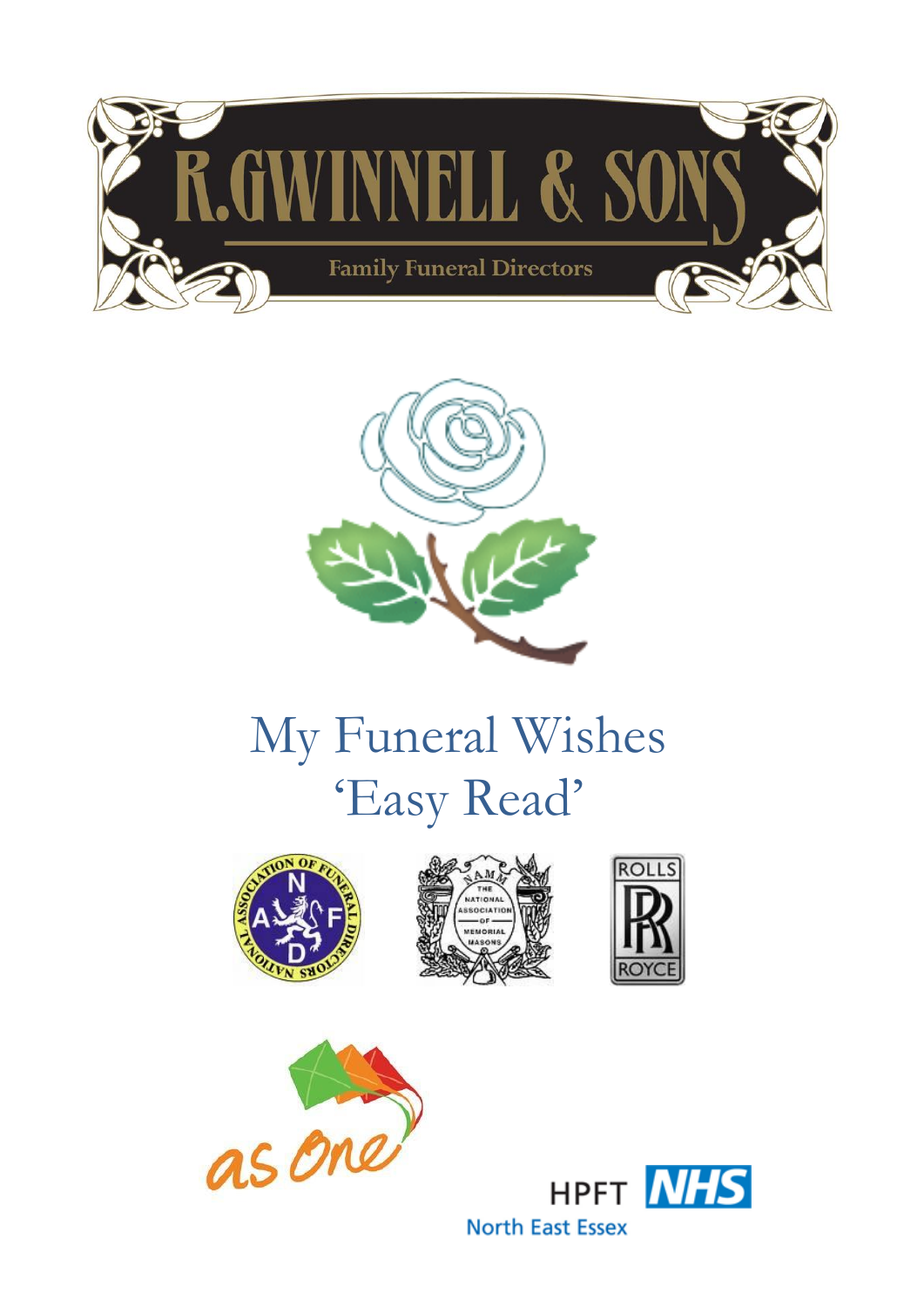# R.GWINNELL & SONS

Family Funeral Directors

# My Funeral Wishes
# 'Easy Read'

as One

HPFT NHS
North East Essex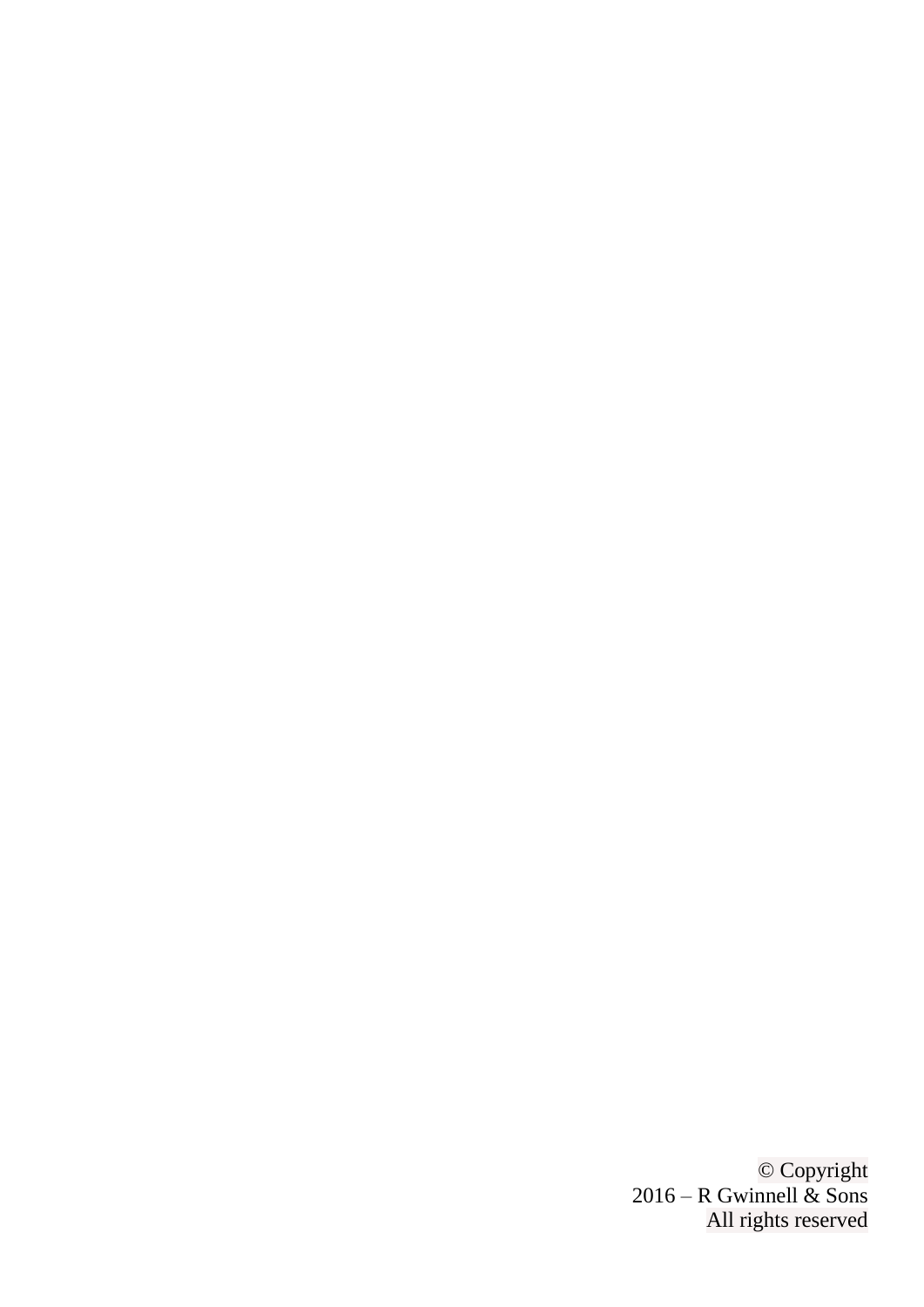© Copyright
2016 – R Gwinnell & Sons
All rights reserved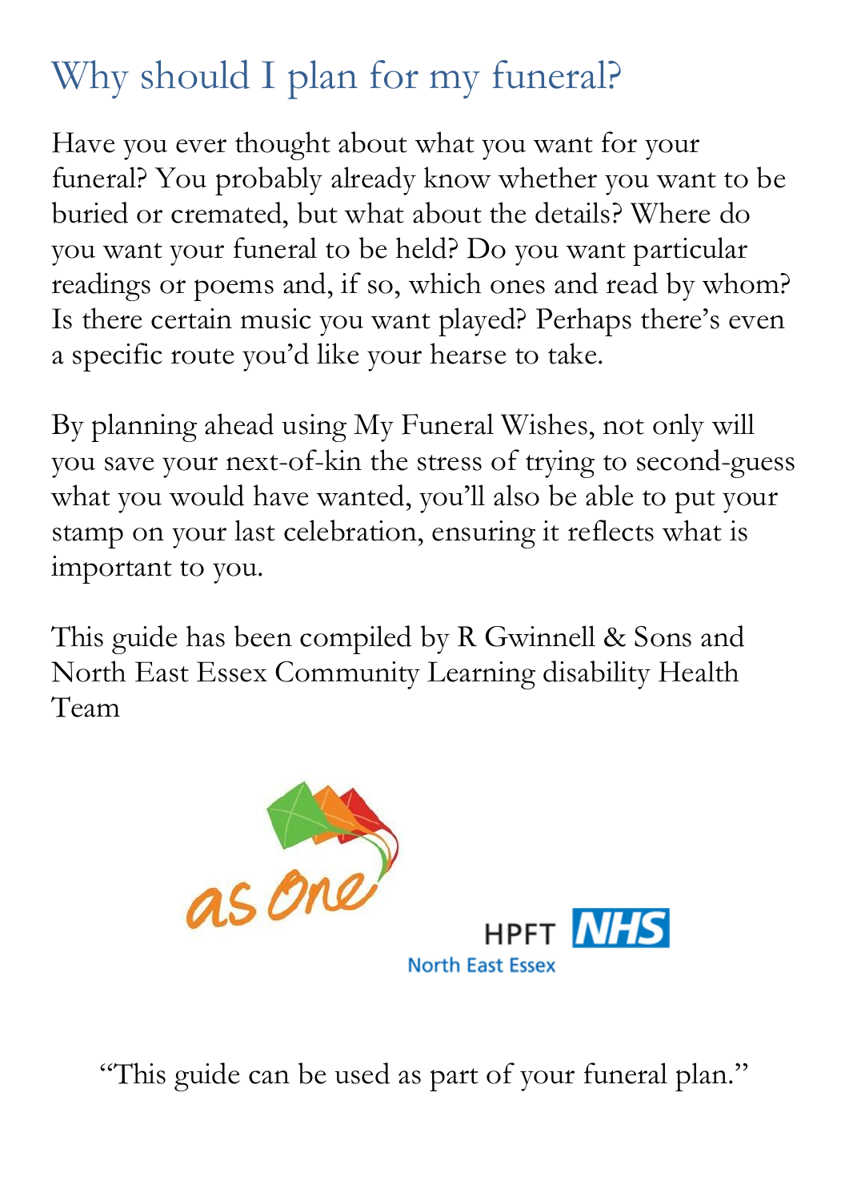# Why should I plan for my funeral?

Have you ever thought about what you want for your funeral? You probably already know whether you want to be buried or cremated, but what about the details? Where do you want your funeral to be held? Do you want particular readings or poems and, if so, which ones and read by whom? Is there certain music you want played? Perhaps there's even a specific route you'd like your hearse to take.

By planning ahead using My Funeral Wishes, not only will you save your next-of-kin the stress of trying to second-guess what you would have wanted, you'll also be able to put your stamp on your last celebration, ensuring it reflects what is important to you.

This guide has been compiled by R Gwinnell & Sons and North East Essex Community Learning disability Health Team

as One

HPFT NHS
North East Essex

"This guide can be used as part of your funeral plan."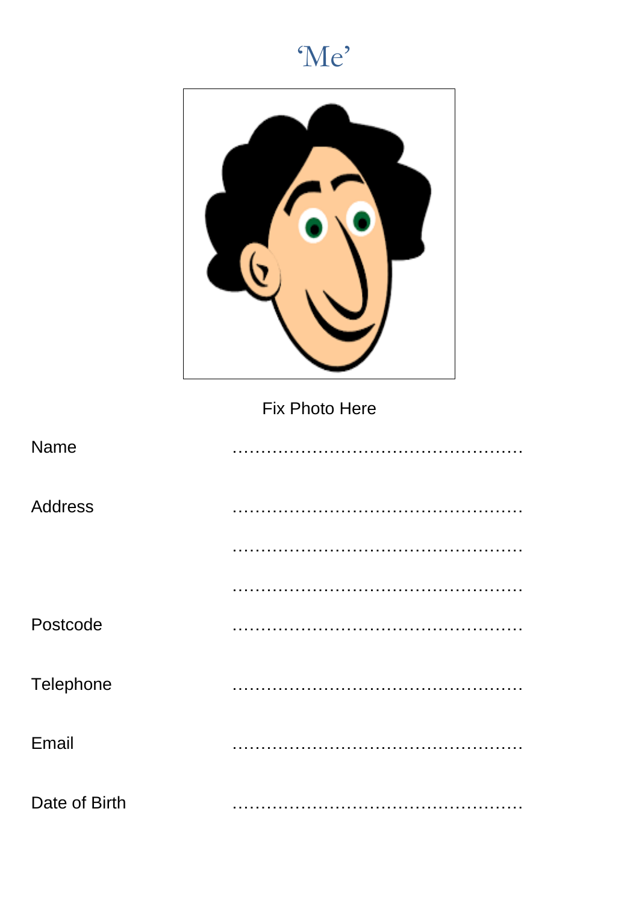# 'Me'

Fix Photo Here

Name ……………………………………………

Address ……………………………………………

……………………………………………

……………………………………………

Postcode ……………………………………………

Telephone ……………………………………………

Email ……………………………………………

Date of Birth ……………………………………………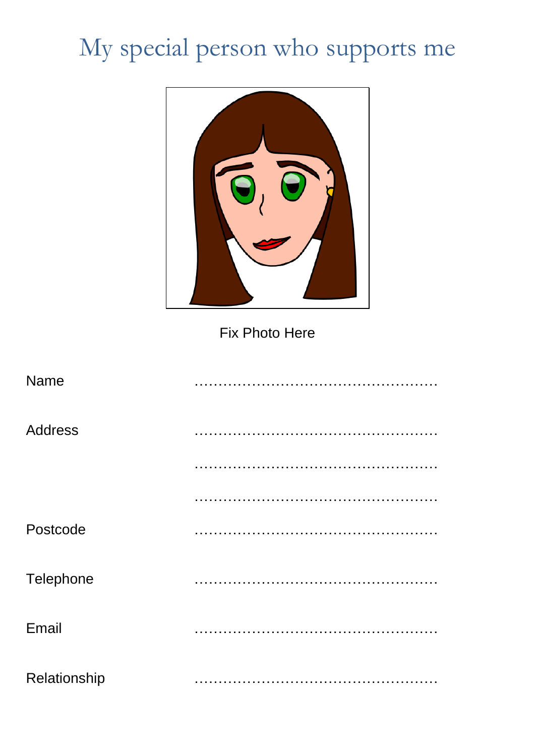# My special person who supports me

Fix Photo Here

Name ……………………………………………

Address ……………………………………………

……………………………………………

……………………………………………

Postcode ……………………………………………

Telephone ……………………………………………

Email ……………………………………………

Relationship ……………………………………………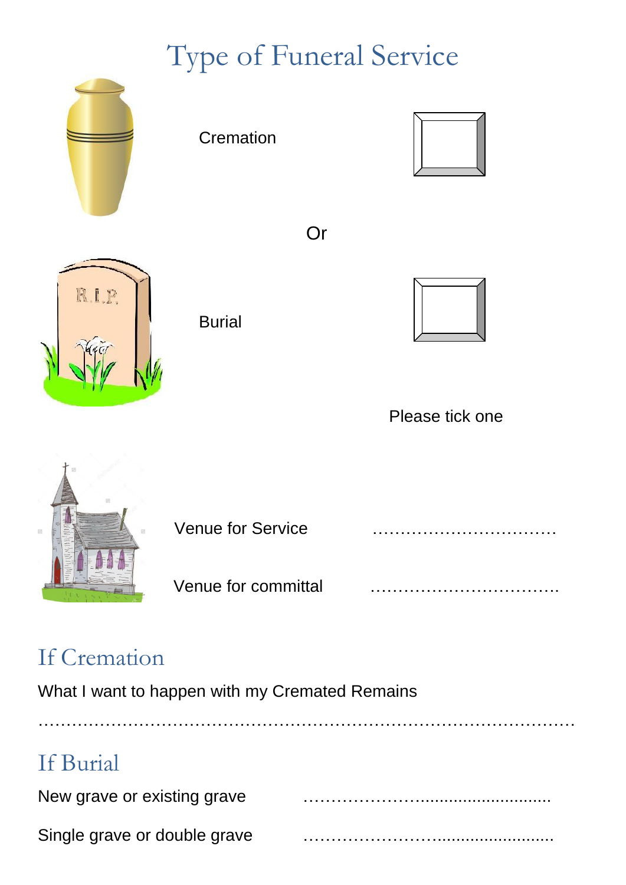# Type of Funeral Service

Cremation ☐

Or

Burial ☐

Please tick one

Venue for Service ……………………………

Venue for committal …………………………….

## If Cremation

What I want to happen with my Cremated Remains

……………………………………………………………………………………

## If Burial

New grave or existing grave ………………….........................

Single grave or double grave ……………………......................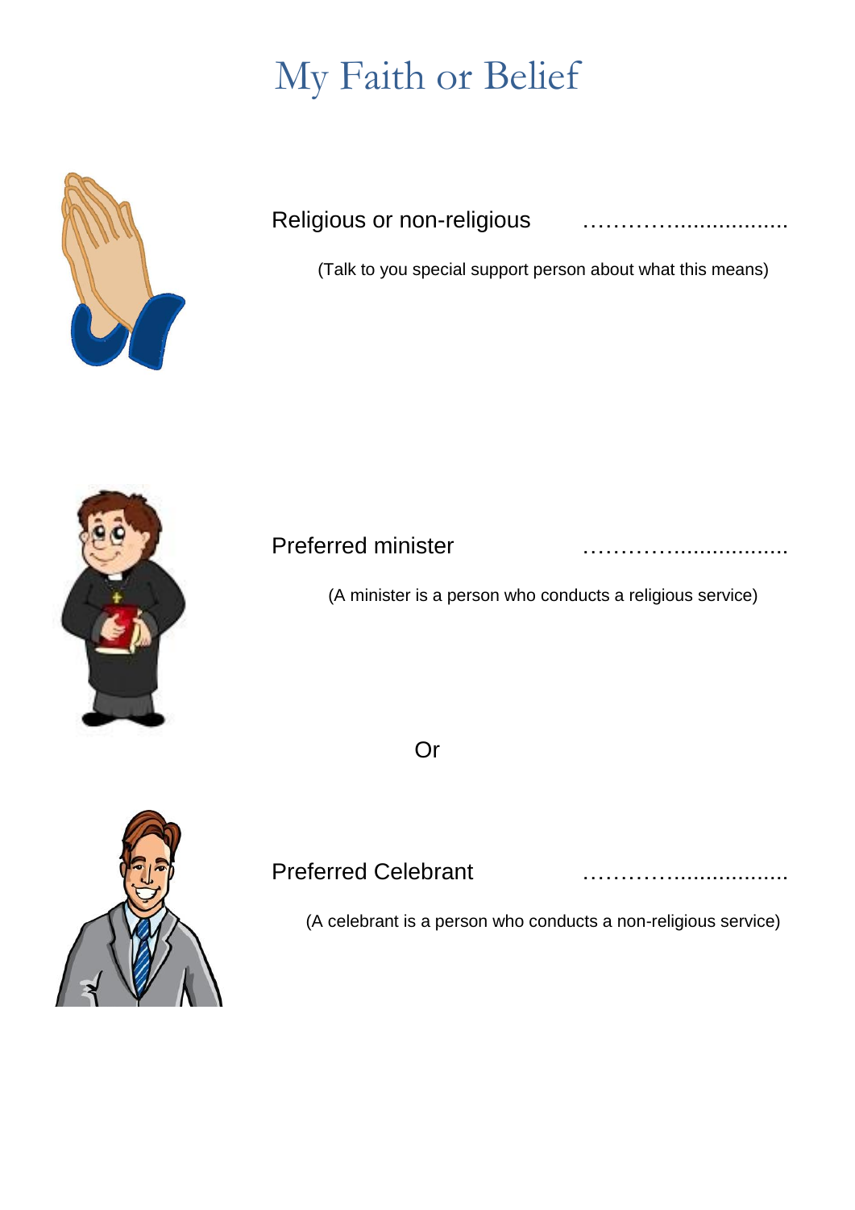# My Faith or Belief

Religious or non-religious ……………..................

(Talk to you special support person about what this means)

Preferred minister ……………..................

(A minister is a person who conducts a religious service)

Or

Preferred Celebrant ……………..................

(A celebrant is a person who conducts a non-religious service)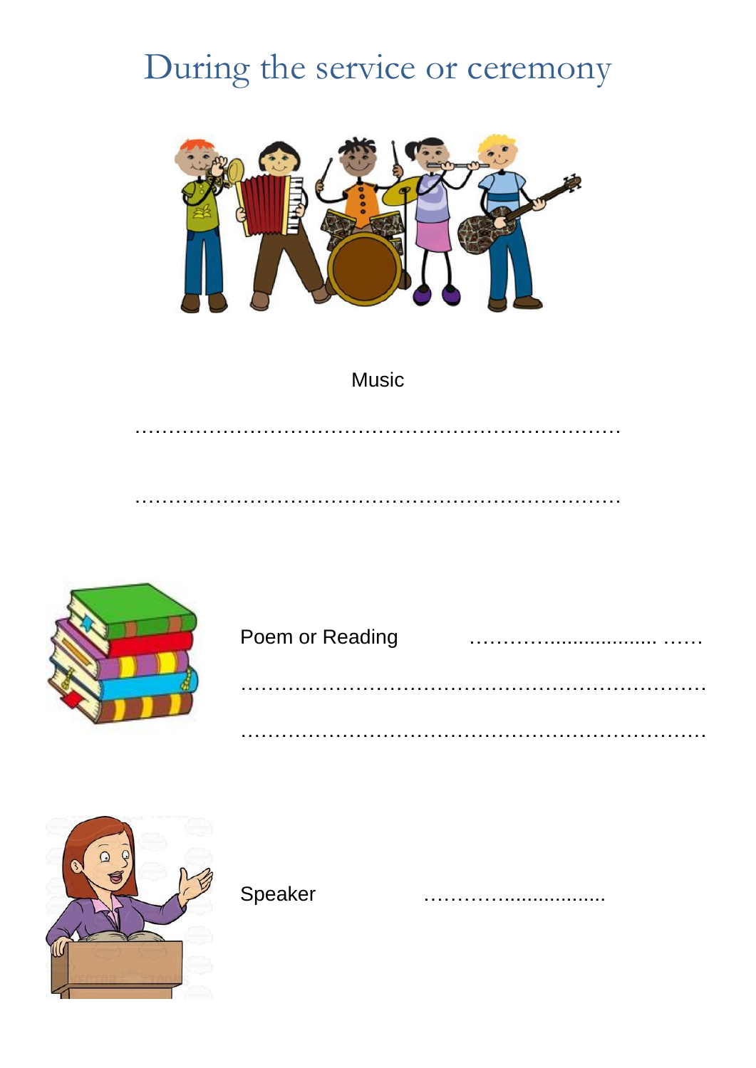# During the service or ceremony

Music

…………………………………………………………………

…………………………………………………………………

Poem or Reading ……….................. ……

………………………………………………………………

………………………………………………………………

Speaker ……….................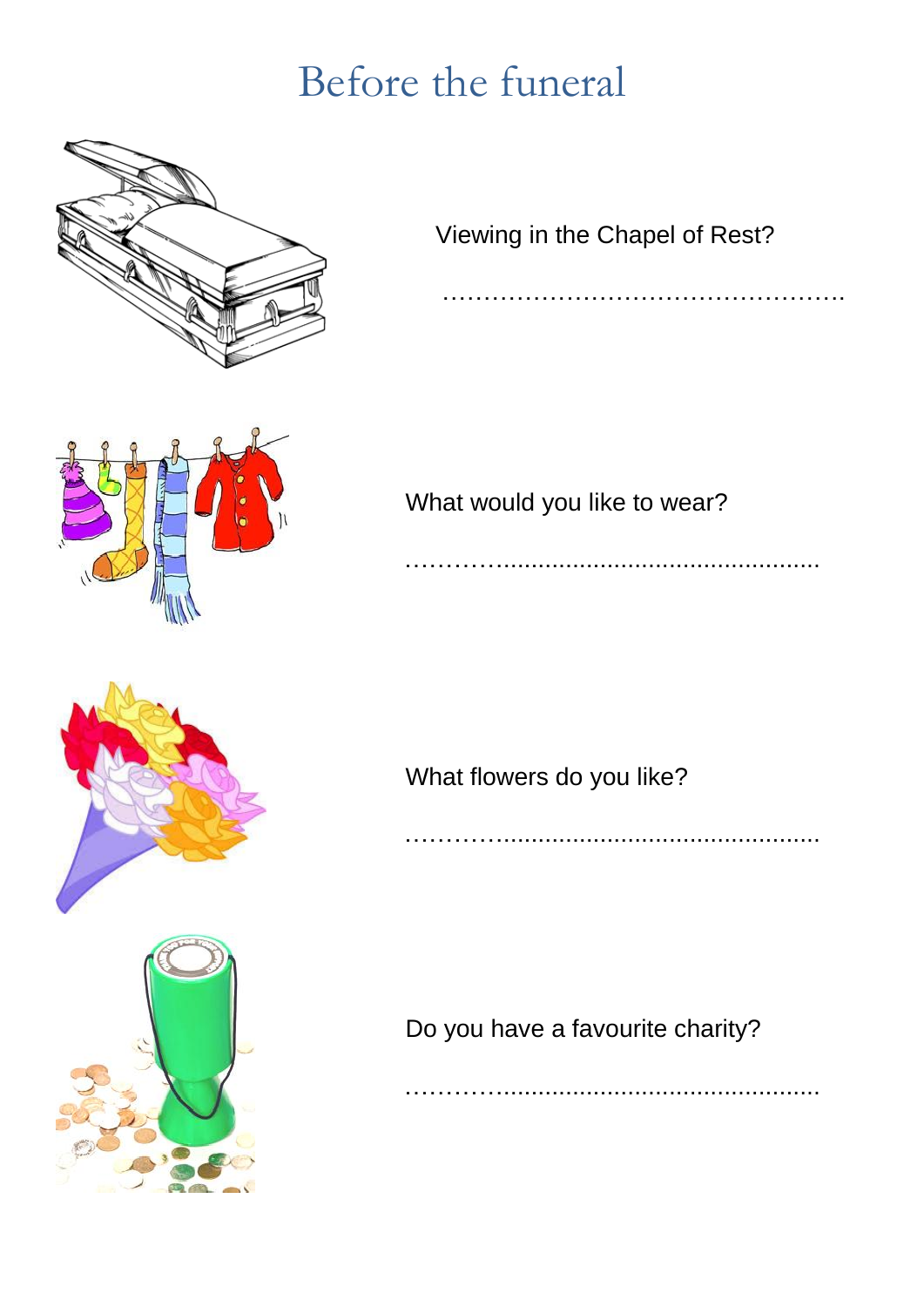# Before the funeral

Viewing in the Chapel of Rest?

……………………………………………

What would you like to wear?

……………………………………………

What flowers do you like?

……………………………………………

Do you have a favourite charity?

……………………………………………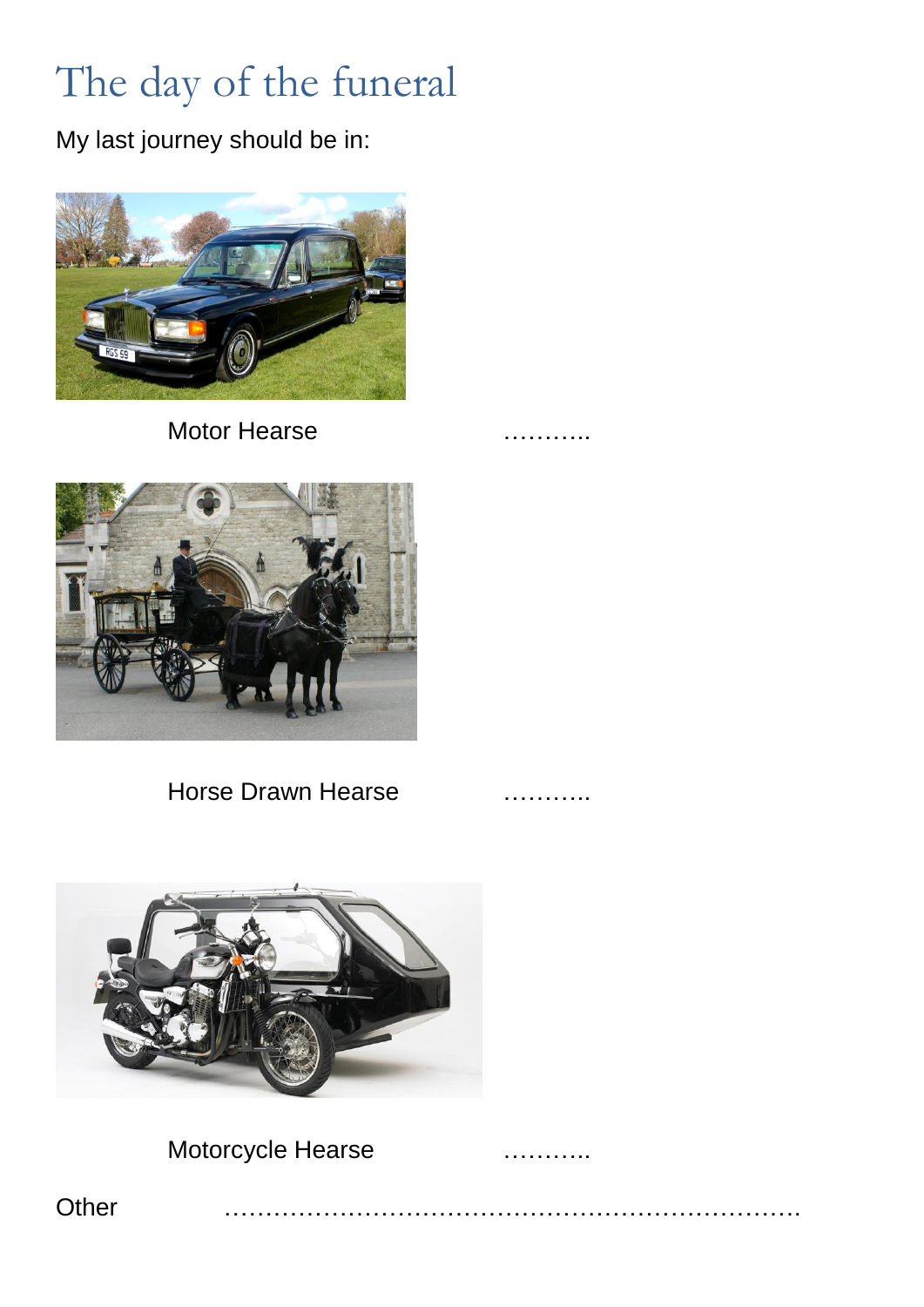# The day of the funeral

My last journey should be in:

Motor Hearse ………..

Horse Drawn Hearse ………..

Motorcycle Hearse ………..

Other ………………………………………………………………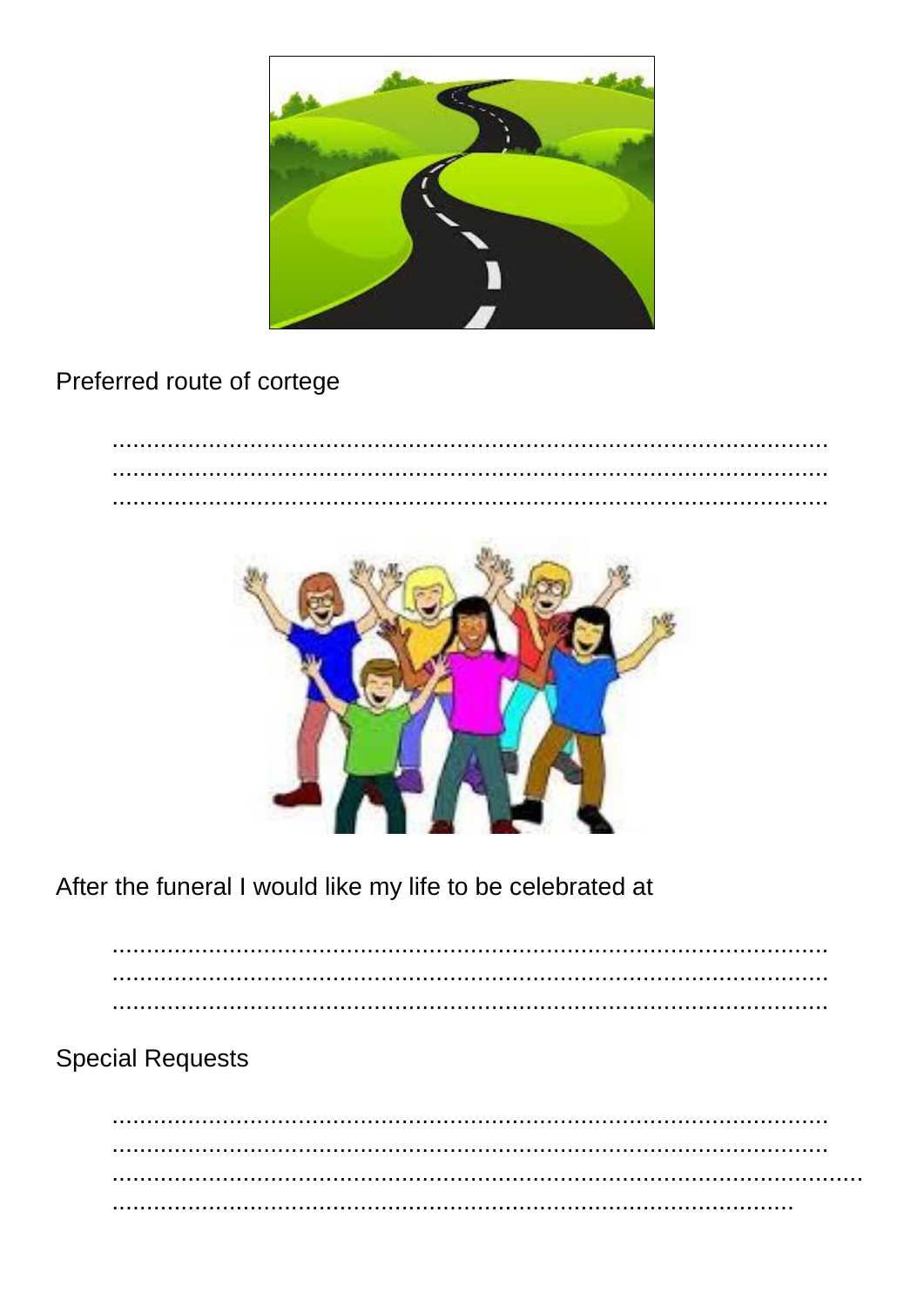Preferred route of cortege

.............................................................................................................
.............................................................................................................
.............................................................................................................

After the funeral I would like my life to be celebrated at

.............................................................................................................
.............................................................................................................
.............................................................................................................

Special Requests

.............................................................................................................
.............................................................................................................
.............................................................................................................
.............................................................................................................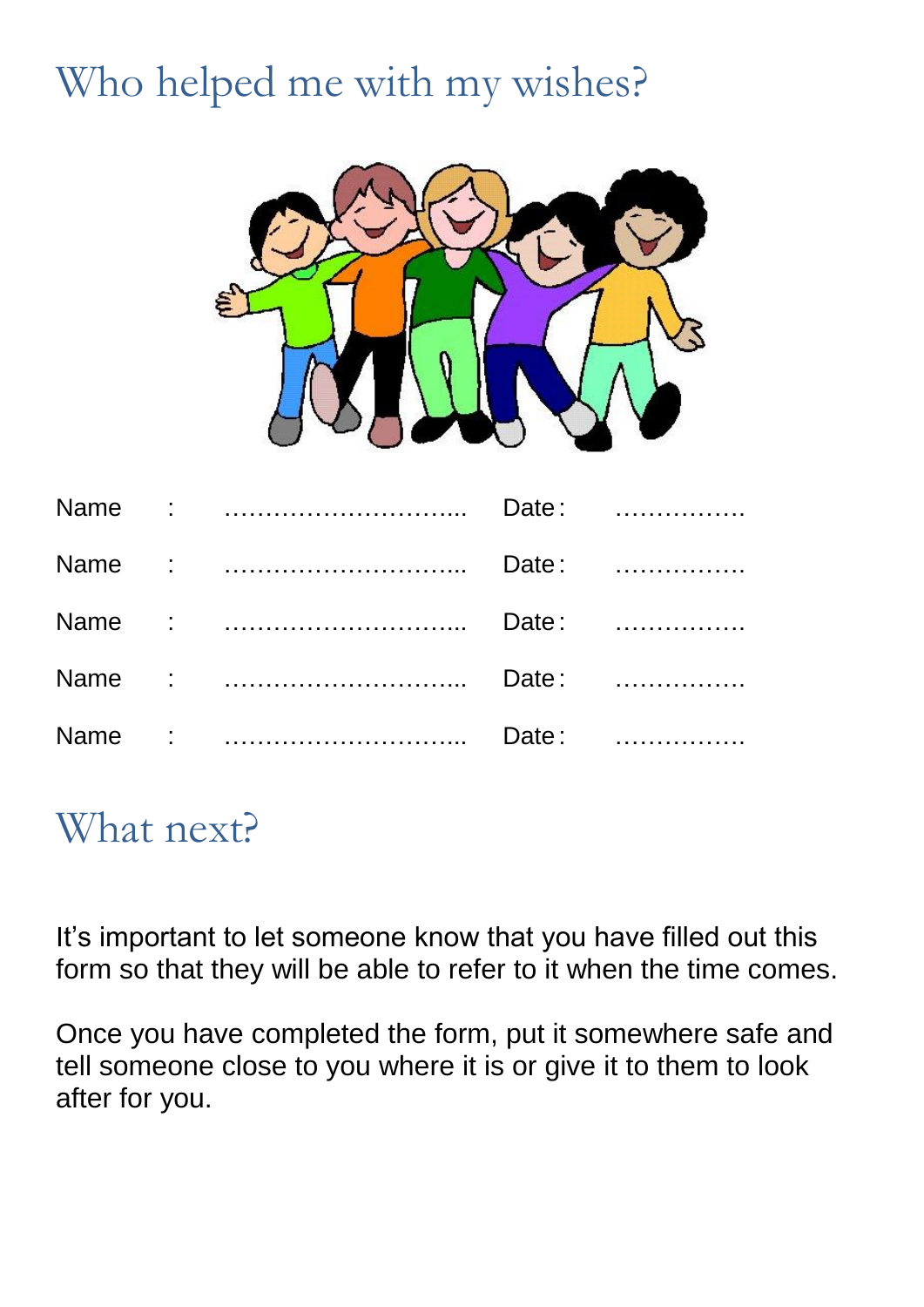# Who helped me with my wishes?

Name : ……………………... Date : …………….

Name : ……………………... Date : …………….

Name : ……………………... Date : …………….

Name : ……………………... Date : …………….

Name : ……………………... Date : …………….

# What next?

It's important to let someone know that you have filled out this form so that they will be able to refer to it when the time comes.

Once you have completed the form, put it somewhere safe and tell someone close to you where it is or give it to them to look after for you.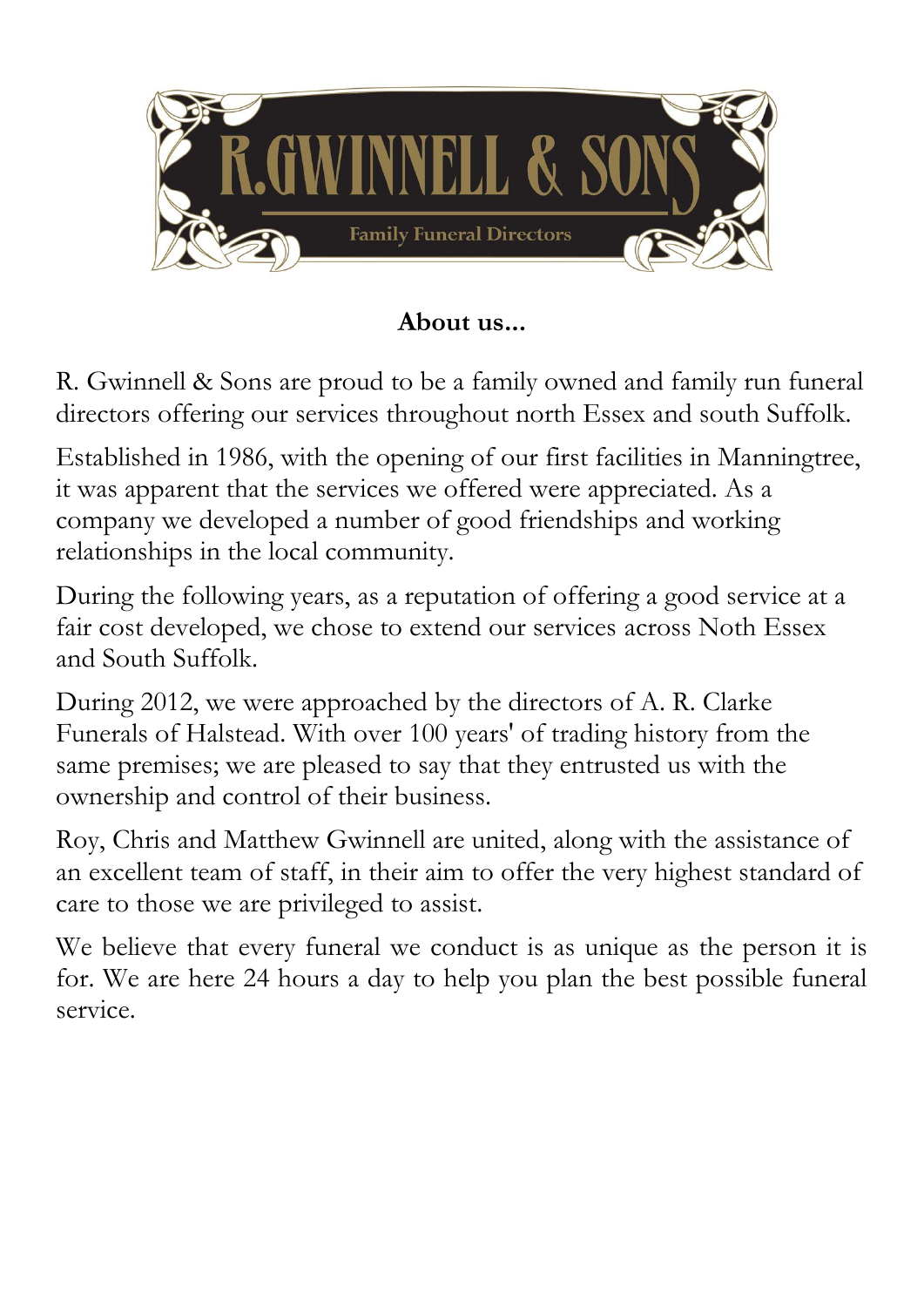R.GWINNELL & SONS

Family Funeral Directors

**About us...**

R. Gwinnell & Sons are proud to be a family owned and family run funeral directors offering our services throughout north Essex and south Suffolk.

Established in 1986, with the opening of our first facilities in Manningtree, it was apparent that the services we offered were appreciated. As a company we developed a number of good friendships and working relationships in the local community.

During the following years, as a reputation of offering a good service at a fair cost developed, we chose to extend our services across Noth Essex and South Suffolk.

During 2012, we were approached by the directors of A. R. Clarke Funerals of Halstead. With over 100 years' of trading history from the same premises; we are pleased to say that they entrusted us with the ownership and control of their business.

Roy, Chris and Matthew Gwinnell are united, along with the assistance of an excellent team of staff, in their aim to offer the very highest standard of care to those we are privileged to assist.

We believe that every funeral we conduct is as unique as the person it is for. We are here 24 hours a day to help you plan the best possible funeral service.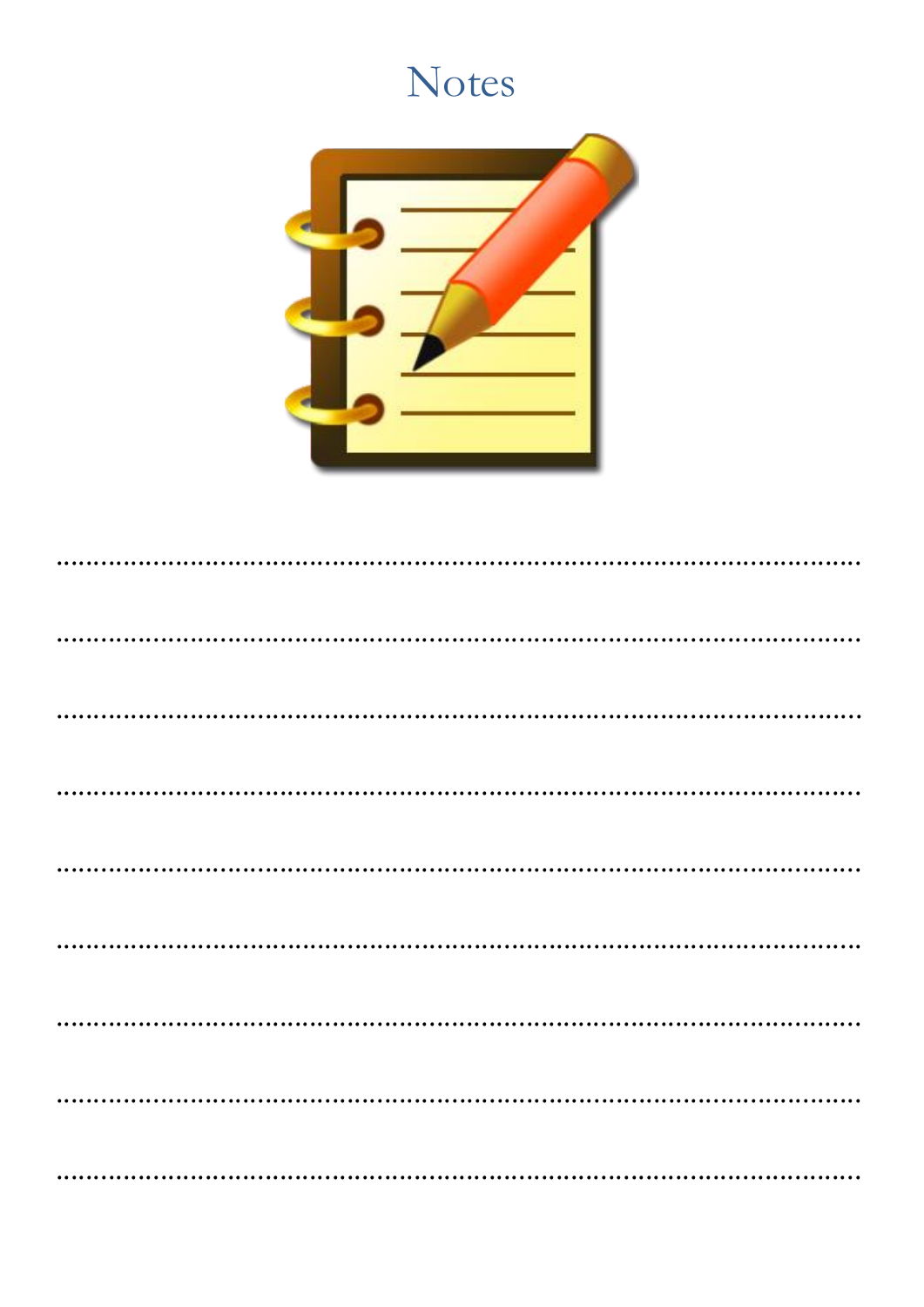# Notes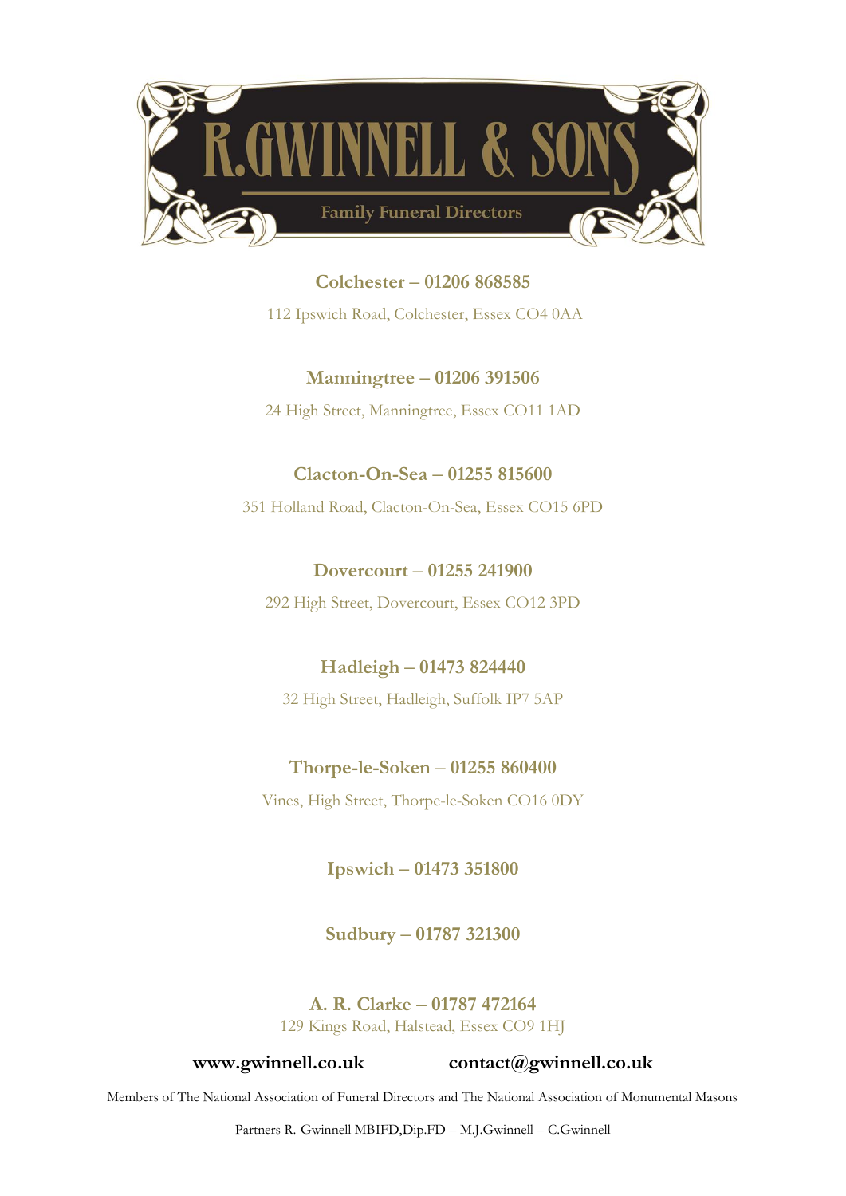# R.GWINNELL & SONS

Family Funeral Directors

**Colchester – 01206 868585**

112 Ipswich Road, Colchester, Essex CO4 0AA

**Manningtree – 01206 391506**

24 High Street, Manningtree, Essex CO11 1AD

**Clacton-On-Sea – 01255 815600**

351 Holland Road, Clacton-On-Sea, Essex CO15 6PD

**Dovercourt – 01255 241900**

292 High Street, Dovercourt, Essex CO12 3PD

**Hadleigh – 01473 824440**

32 High Street, Hadleigh, Suffolk IP7 5AP

**Thorpe-le-Soken – 01255 860400**

Vines, High Street, Thorpe-le-Soken CO16 0DY

**Ipswich – 01473 351800**

**Sudbury – 01787 321300**

**A. R. Clarke – 01787 472164**

129 Kings Road, Halstead, Essex CO9 1HJ

**www.gwinnell.co.uk** **contact@gwinnell.co.uk**

Members of The National Association of Funeral Directors and The National Association of Monumental Masons

Partners R. Gwinnell MBIFD,Dip.FD – M.J.Gwinnell – C.Gwinnell